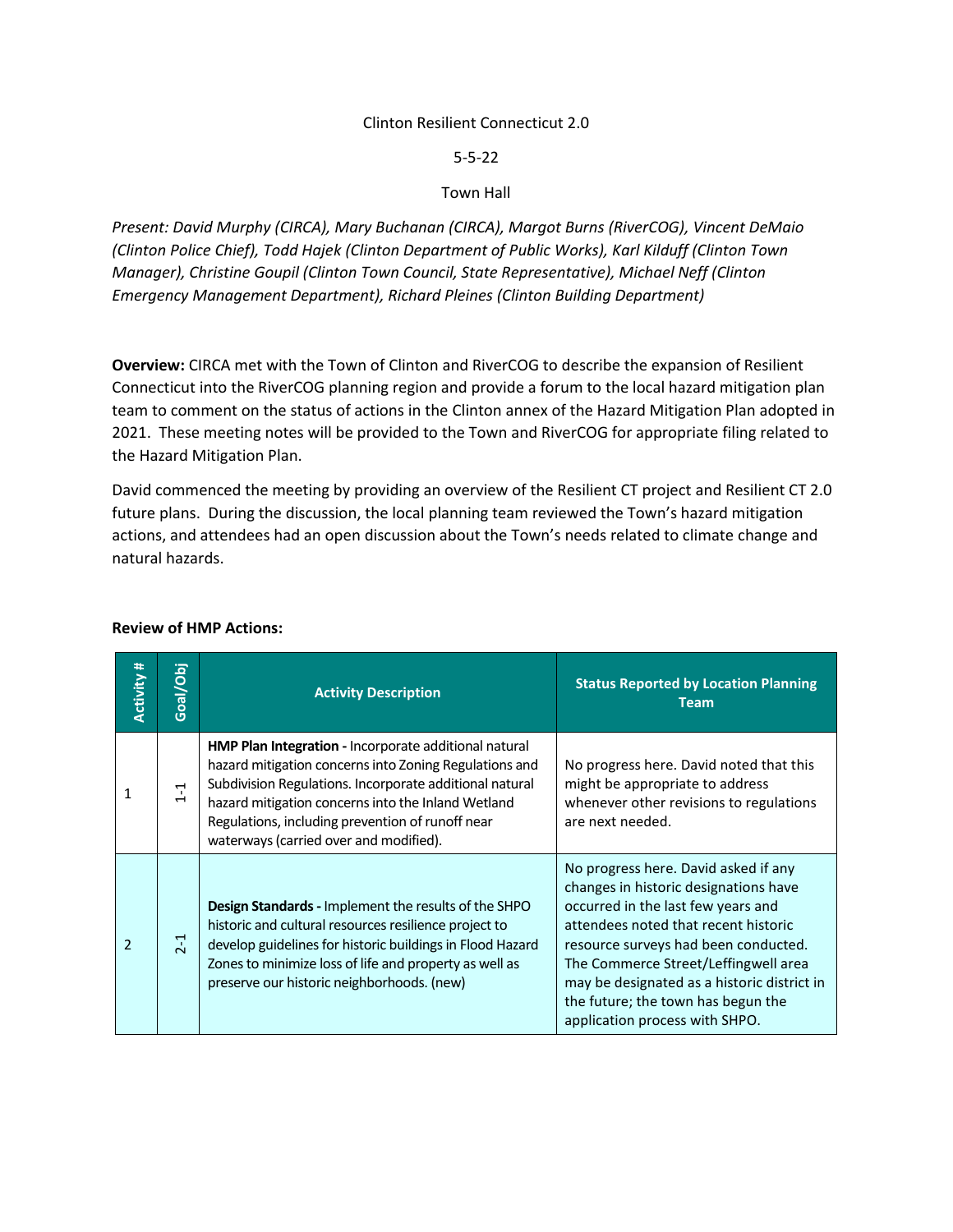Clinton Resilient Connecticut 2.0

5-5-22

Town Hall

*Present: David Murphy (CIRCA), Mary Buchanan (CIRCA), Margot Burns (RiverCOG), Vincent DeMaio (Clinton Police Chief), Todd Hajek (Clinton Department of Public Works), Karl Kilduff (Clinton Town Manager), Christine Goupil (Clinton Town Council, State Representative), Michael Neff (Clinton Emergency Management Department), Richard Pleines (Clinton Building Department)*

**Overview:** CIRCA met with the Town of Clinton and RiverCOG to describe the expansion of Resilient Connecticut into the RiverCOG planning region and provide a forum to the local hazard mitigation plan team to comment on the status of actions in the Clinton annex of the Hazard Mitigation Plan adopted in 2021. These meeting notes will be provided to the Town and RiverCOG for appropriate filing related to the Hazard Mitigation Plan.

David commenced the meeting by providing an overview of the Resilient CT project and Resilient CT 2.0 future plans. During the discussion, the local planning team reviewed the Town's hazard mitigation actions, and attendees had an open discussion about the Town's needs related to climate change and natural hazards.

**Review of HMP Actions:**

| Activity # | Goal/Obj | Activity Description | Status Reported by Location Planning Team |
|---|---|---|---|
| 1 | 1-1 | **HMP Plan Integration -** Incorporate additional natural hazard mitigation concerns into Zoning Regulations and Subdivision Regulations. Incorporate additional natural hazard mitigation concerns into the Inland Wetland Regulations, including prevention of runoff near waterways (carried over and modified). | No progress here. David noted that this might be appropriate to address whenever other revisions to regulations are next needed. |
| 2 | 2-1 | **Design Standards -** Implement the results of the SHPO historic and cultural resources resilience project to develop guidelines for historic buildings in Flood Hazard Zones to minimize loss of life and property as well as preserve our historic neighborhoods. (new) | No progress here. David asked if any changes in historic designations have occurred in the last few years and attendees noted that recent historic resource surveys had been conducted. The Commerce Street/Leffingwell area may be designated as a historic district in the future; the town has begun the application process with SHPO. |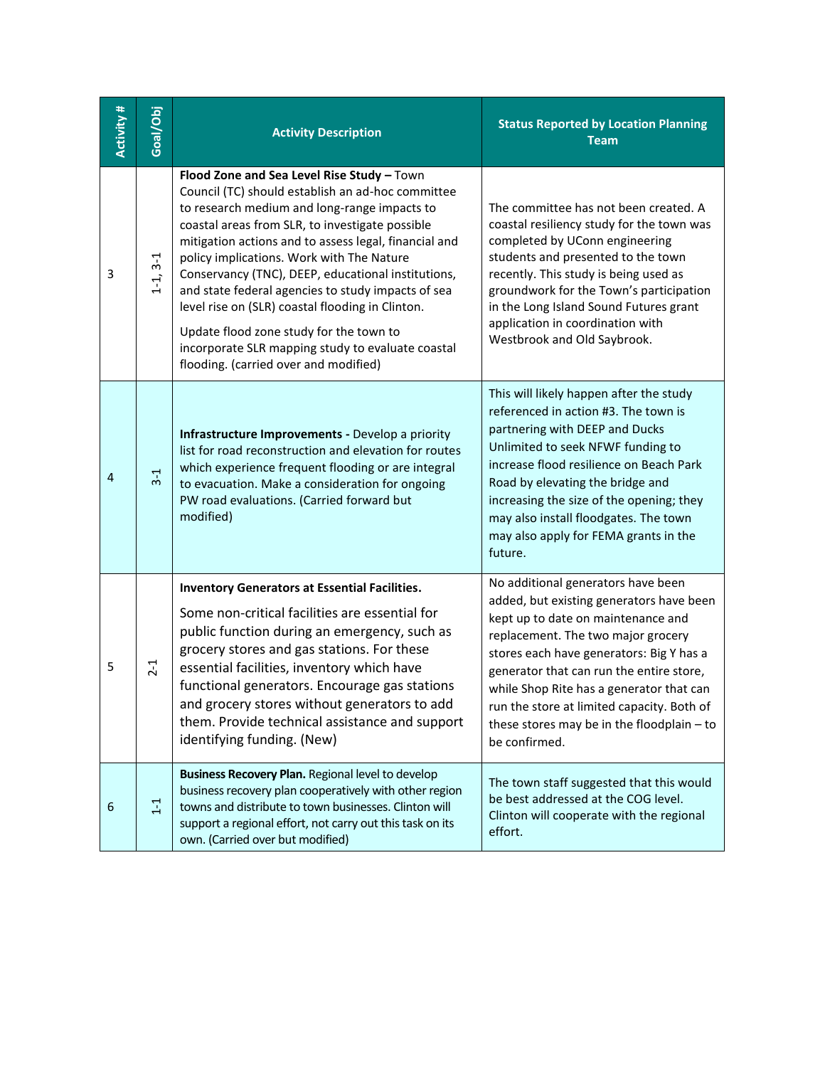| Activity # | Goal/Obj | Activity Description | Status Reported by Location Planning Team |
|---|---|---|---|
| 3 | 1-1, 3-1 | **Flood Zone and Sea Level Rise Study –** Town Council (TC) should establish an ad-hoc committee to research medium and long-range impacts to coastal areas from SLR, to investigate possible mitigation actions and to assess legal, financial and policy implications. Work with The Nature Conservancy (TNC), DEEP, educational institutions, and state federal agencies to study impacts of sea level rise on (SLR) coastal flooding in Clinton.<br><br>Update flood zone study for the town to incorporate SLR mapping study to evaluate coastal flooding. (carried over and modified) | The committee has not been created. A coastal resiliency study for the town was completed by UConn engineering students and presented to the town recently. This study is being used as groundwork for the Town's participation in the Long Island Sound Futures grant application in coordination with Westbrook and Old Saybrook. |
| 4 | 3-1 | **Infrastructure Improvements -** Develop a priority list for road reconstruction and elevation for routes which experience frequent flooding or are integral to evacuation. Make a consideration for ongoing PW road evaluations. (Carried forward but modified) | This will likely happen after the study referenced in action #3. The town is partnering with DEEP and Ducks Unlimited to seek NFWF funding to increase flood resilience on Beach Park Road by elevating the bridge and increasing the size of the opening; they may also install floodgates. The town may also apply for FEMA grants in the future. |
| 5 | 2-1 | **Inventory Generators at Essential Facilities.**<br><br>Some non-critical facilities are essential for public function during an emergency, such as grocery stores and gas stations. For these essential facilities, inventory which have functional generators. Encourage gas stations and grocery stores without generators to add them. Provide technical assistance and support identifying funding. (New) | No additional generators have been added, but existing generators have been kept up to date on maintenance and replacement. The two major grocery stores each have generators: Big Y has a generator that can run the entire store, while Shop Rite has a generator that can run the store at limited capacity. Both of these stores may be in the floodplain – to be confirmed. |
| 6 | 1-1 | **Business Recovery Plan.** Regional level to develop business recovery plan cooperatively with other region towns and distribute to town businesses. Clinton will support a regional effort, not carry out this task on its own. (Carried over but modified) | The town staff suggested that this would be best addressed at the COG level. Clinton will cooperate with the regional effort. |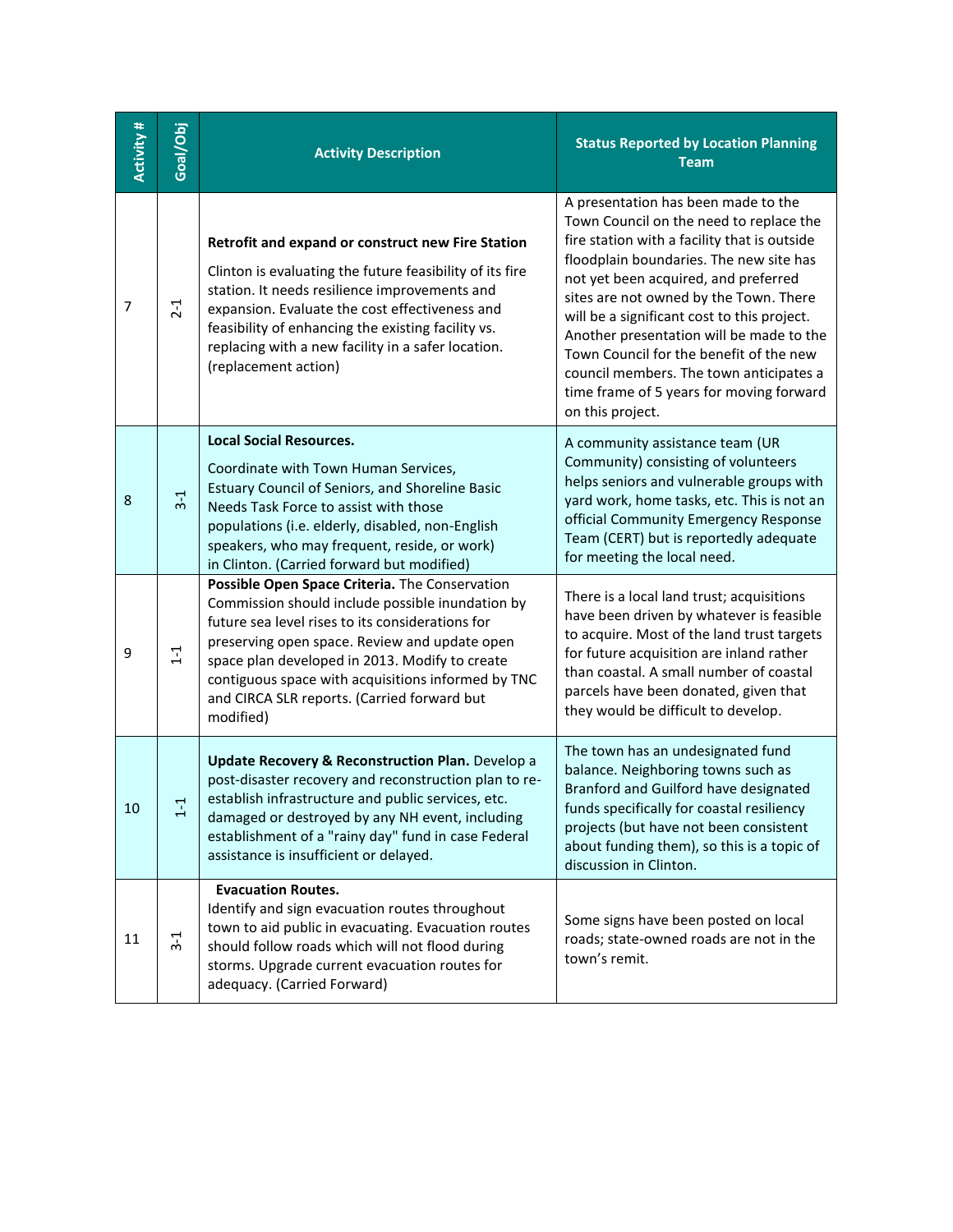| Activity # | Goal/Obj | Activity Description | Status Reported by Location Planning Team |
|---|---|---|---|
| 7 | 2-1 | **Retrofit and expand or construct new Fire Station** Clinton is evaluating the future feasibility of its fire station. It needs resilience improvements and expansion. Evaluate the cost effectiveness and feasibility of enhancing the existing facility vs. replacing with a new facility in a safer location. (replacement action) | A presentation has been made to the Town Council on the need to replace the fire station with a facility that is outside floodplain boundaries. The new site has not yet been acquired, and preferred sites are not owned by the Town. There will be a significant cost to this project. Another presentation will be made to the Town Council for the benefit of the new council members. The town anticipates a time frame of 5 years for moving forward on this project. |
| 8 | 3-1 | **Local Social Resources.** Coordinate with Town Human Services, Estuary Council of Seniors, and Shoreline Basic Needs Task Force to assist with those populations (i.e. elderly, disabled, non-English speakers, who may frequent, reside, or work) in Clinton. (Carried forward but modified) | A community assistance team (UR Community) consisting of volunteers helps seniors and vulnerable groups with yard work, home tasks, etc. This is not an official Community Emergency Response Team (CERT) but is reportedly adequate for meeting the local need. |
| 9 | 1-1 | **Possible Open Space Criteria.** The Conservation Commission should include possible inundation by future sea level rises to its considerations for preserving open space. Review and update open space plan developed in 2013. Modify to create contiguous space with acquisitions informed by TNC and CIRCA SLR reports. (Carried forward but modified) | There is a local land trust; acquisitions have been driven by whatever is feasible to acquire. Most of the land trust targets for future acquisition are inland rather than coastal. A small number of coastal parcels have been donated, given that they would be difficult to develop. |
| 10 | 1-1 | **Update Recovery & Reconstruction Plan.** Develop a post-disaster recovery and reconstruction plan to re-establish infrastructure and public services, etc. damaged or destroyed by any NH event, including establishment of a "rainy day" fund in case Federal assistance is insufficient or delayed. | The town has an undesignated fund balance. Neighboring towns such as Branford and Guilford have designated funds specifically for coastal resiliency projects (but have not been consistent about funding them), so this is a topic of discussion in Clinton. |
| 11 | 3-1 | **Evacuation Routes.** Identify and sign evacuation routes throughout town to aid public in evacuating. Evacuation routes should follow roads which will not flood during storms. Upgrade current evacuation routes for adequacy. (Carried Forward) | Some signs have been posted on local roads; state-owned roads are not in the town's remit. |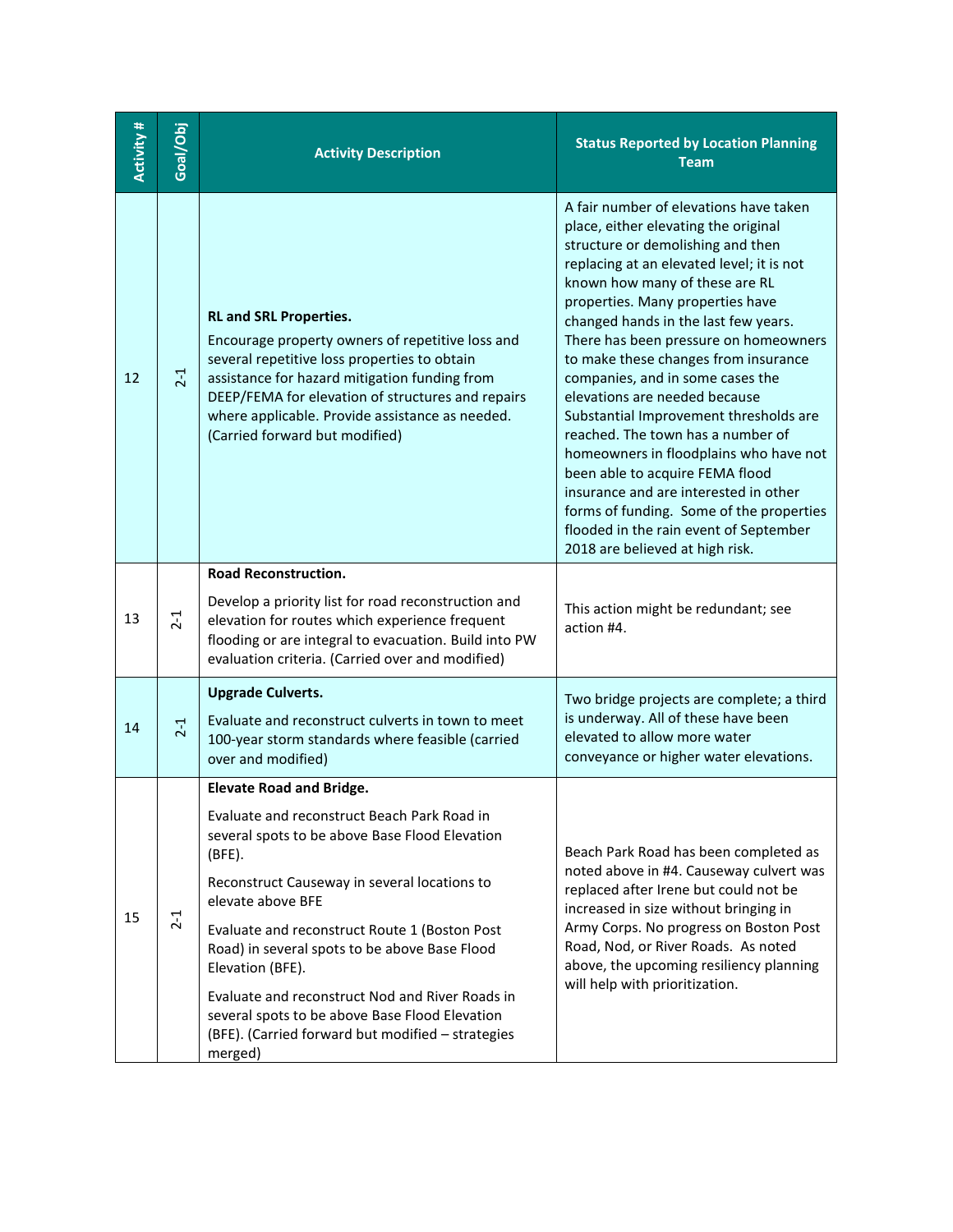| Activity # | Goal/Obj | Activity Description | Status Reported by Location Planning Team |
|---|---|---|---|
| 12 | 2-1 | **RL and SRL Properties.** Encourage property owners of repetitive loss and several repetitive loss properties to obtain assistance for hazard mitigation funding from DEEP/FEMA for elevation of structures and repairs where applicable. Provide assistance as needed. (Carried forward but modified) | A fair number of elevations have taken place, either elevating the original structure or demolishing and then replacing at an elevated level; it is not known how many of these are RL properties. Many properties have changed hands in the last few years. There has been pressure on homeowners to make these changes from insurance companies, and in some cases the elevations are needed because Substantial Improvement thresholds are reached. The town has a number of homeowners in floodplains who have not been able to acquire FEMA flood insurance and are interested in other forms of funding. Some of the properties flooded in the rain event of September 2018 are believed at high risk. |
| 13 | 2-1 | **Road Reconstruction.** Develop a priority list for road reconstruction and elevation for routes which experience frequent flooding or are integral to evacuation. Build into PW evaluation criteria. (Carried over and modified) | This action might be redundant; see action #4. |
| 14 | 2-1 | **Upgrade Culverts.** Evaluate and reconstruct culverts in town to meet 100-year storm standards where feasible (carried over and modified) | Two bridge projects are complete; a third is underway. All of these have been elevated to allow more water conveyance or higher water elevations. |
| 15 | 2-1 | **Elevate Road and Bridge.** Evaluate and reconstruct Beach Park Road in several spots to be above Base Flood Elevation (BFE). Reconstruct Causeway in several locations to elevate above BFE. Evaluate and reconstruct Route 1 (Boston Post Road) in several spots to be above Base Flood Elevation (BFE). Evaluate and reconstruct Nod and River Roads in several spots to be above Base Flood Elevation (BFE). (Carried forward but modified – strategies merged) | Beach Park Road has been completed as noted above in #4. Causeway culvert was replaced after Irene but could not be increased in size without bringing in Army Corps. No progress on Boston Post Road, Nod, or River Roads. As noted above, the upcoming resiliency planning will help with prioritization. |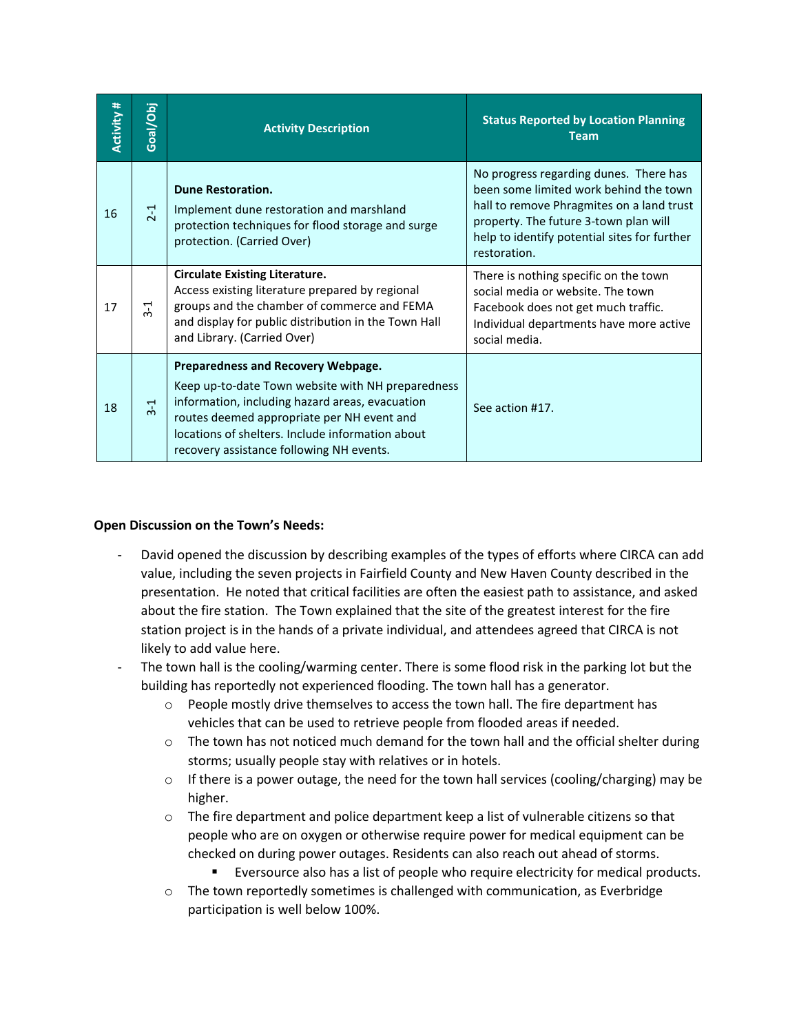| Activity # | Goal/Obj | Activity Description | Status Reported by Location Planning Team |
|---|---|---|---|
| 16 | 2-1 | **Dune Restoration.** Implement dune restoration and marshland protection techniques for flood storage and surge protection. (Carried Over) | No progress regarding dunes. There has been some limited work behind the town hall to remove Phragmites on a land trust property. The future 3-town plan will help to identify potential sites for further restoration. |
| 17 | 3-1 | **Circulate Existing Literature.** Access existing literature prepared by regional groups and the chamber of commerce and FEMA and display for public distribution in the Town Hall and Library. (Carried Over) | There is nothing specific on the town social media or website. The town Facebook does not get much traffic. Individual departments have more active social media. |
| 18 | 3-1 | **Preparedness and Recovery Webpage.** Keep up-to-date Town website with NH preparedness information, including hazard areas, evacuation routes deemed appropriate per NH event and locations of shelters. Include information about recovery assistance following NH events. | See action #17. |

**Open Discussion on the Town's Needs:**

- David opened the discussion by describing examples of the types of efforts where CIRCA can add value, including the seven projects in Fairfield County and New Haven County described in the presentation. He noted that critical facilities are often the easiest path to assistance, and asked about the fire station. The Town explained that the site of the greatest interest for the fire station project is in the hands of a private individual, and attendees agreed that CIRCA is not likely to add value here.
- The town hall is the cooling/warming center. There is some flood risk in the parking lot but the building has reportedly not experienced flooding. The town hall has a generator.
    - People mostly drive themselves to access the town hall. The fire department has vehicles that can be used to retrieve people from flooded areas if needed.
    - The town has not noticed much demand for the town hall and the official shelter during storms; usually people stay with relatives or in hotels.
    - If there is a power outage, the need for the town hall services (cooling/charging) may be higher.
    - The fire department and police department keep a list of vulnerable citizens so that people who are on oxygen or otherwise require power for medical equipment can be checked on during power outages. Residents can also reach out ahead of storms.
        - Eversource also has a list of people who require electricity for medical products.
    - The town reportedly sometimes is challenged with communication, as Everbridge participation is well below 100%.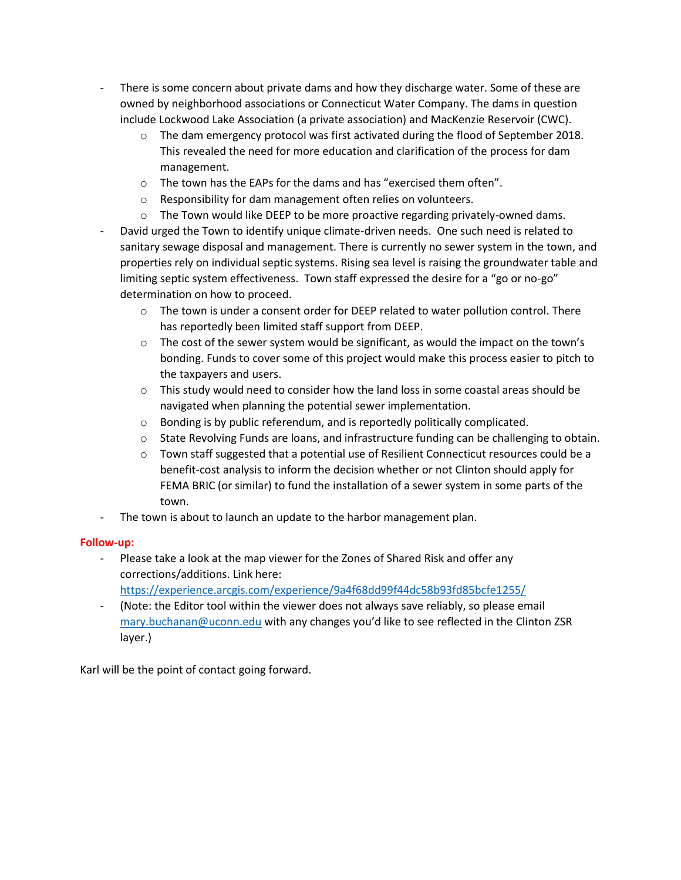- There is some concern about private dams and how they discharge water. Some of these are owned by neighborhood associations or Connecticut Water Company. The dams in question include Lockwood Lake Association (a private association) and MacKenzie Reservoir (CWC).
    - The dam emergency protocol was first activated during the flood of September 2018. This revealed the need for more education and clarification of the process for dam management.
    - The town has the EAPs for the dams and has "exercised them often".
    - Responsibility for dam management often relies on volunteers.
    - The Town would like DEEP to be more proactive regarding privately-owned dams.
- David urged the Town to identify unique climate-driven needs. One such need is related to sanitary sewage disposal and management. There is currently no sewer system in the town, and properties rely on individual septic systems. Rising sea level is raising the groundwater table and limiting septic system effectiveness. Town staff expressed the desire for a "go or no-go" determination on how to proceed.
    - The town is under a consent order for DEEP related to water pollution control. There has reportedly been limited staff support from DEEP.
    - The cost of the sewer system would be significant, as would the impact on the town's bonding. Funds to cover some of this project would make this process easier to pitch to the taxpayers and users.
    - This study would need to consider how the land loss in some coastal areas should be navigated when planning the potential sewer implementation.
    - Bonding is by public referendum, and is reportedly politically complicated.
    - State Revolving Funds are loans, and infrastructure funding can be challenging to obtain.
    - Town staff suggested that a potential use of Resilient Connecticut resources could be a benefit-cost analysis to inform the decision whether or not Clinton should apply for FEMA BRIC (or similar) to fund the installation of a sewer system in some parts of the town.
- The town is about to launch an update to the harbor management plan.

**Follow-up:**

- Please take a look at the map viewer for the Zones of Shared Risk and offer any corrections/additions. Link here: https://experience.arcgis.com/experience/9a4f68dd99f44dc58b93fd85bcfe1255/
- (Note: the Editor tool within the viewer does not always save reliably, so please email mary.buchanan@uconn.edu with any changes you'd like to see reflected in the Clinton ZSR layer.)

Karl will be the point of contact going forward.